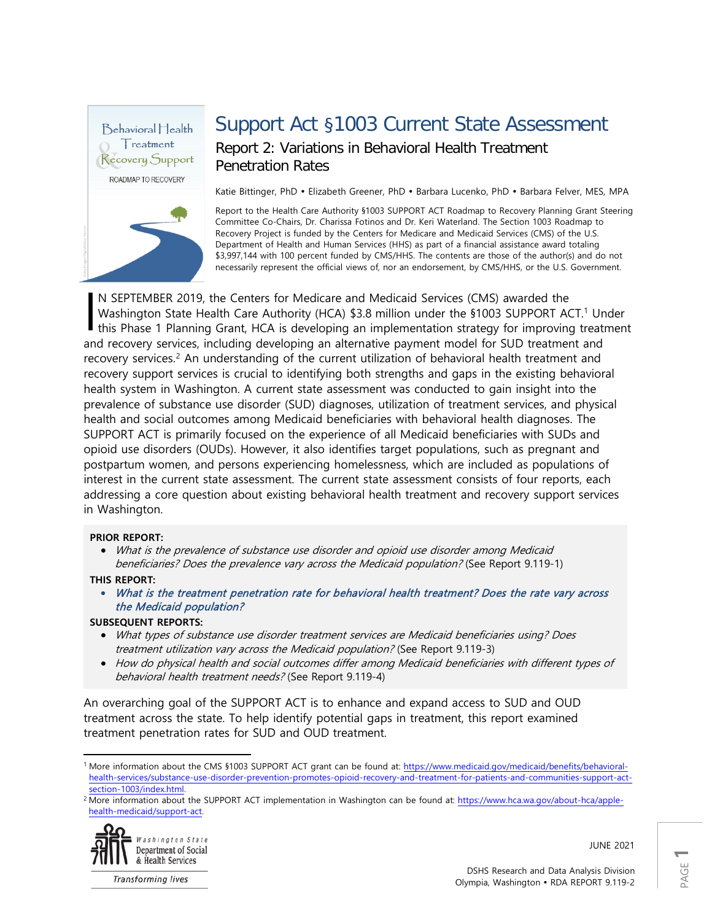# Support Act §1003 Current State Assessment

## Report 2: Variations in Behavioral Health Treatment Penetration Rates

Katie Bittinger, PhD • Elizabeth Greener, PhD • Barbara Lucenko, PhD • Barbara Felver, MES, MPA

Report to the Health Care Authority §1003 SUPPORT ACT Roadmap to Recovery Planning Grant Steering Committee Co-Chairs, Dr. Charissa Fotinos and Dr. Keri Waterland. The Section 1003 Roadmap to Recovery Project is funded by the Centers for Medicare and Medicaid Services (CMS) of the U.S. Department of Health and Human Services (HHS) as part of a financial assistance award totaling $3,997,144 with 100 percent funded by CMS/HHS. The contents are those of the author(s) and do not necessarily represent the official views of, nor an endorsement, by CMS/HHS, or the U.S. Government.

IN SEPTEMBER 2019, the Centers for Medicare and Medicaid Services (CMS) awarded the Washington State Health Care Authority (HCA) $3.8 million under the §1003 SUPPORT ACT.[1] Under this Phase 1 Planning Grant, HCA is developing an implementation strategy for improving treatment and recovery services, including developing an alternative payment model for SUD treatment and recovery services.[2] An understanding of the current utilization of behavioral health treatment and recovery support services is crucial to identifying both strengths and gaps in the existing behavioral health system in Washington. A current state assessment was conducted to gain insight into the prevalence of substance use disorder (SUD) diagnoses, utilization of treatment services, and physical health and social outcomes among Medicaid beneficiaries with behavioral health diagnoses. The SUPPORT ACT is primarily focused on the experience of all Medicaid beneficiaries with SUDs and opioid use disorders (OUDs). However, it also identifies target populations, such as pregnant and postpartum women, and persons experiencing homelessness, which are included as populations of interest in the current state assessment. The current state assessment consists of four reports, each addressing a core question about existing behavioral health treatment and recovery support services in Washington.

**PRIOR REPORT:**

- *What is the prevalence of substance use disorder and opioid use disorder among Medicaid beneficiaries? Does the prevalence vary across the Medicaid population?* (See Report 9.119-1)

**THIS REPORT:**

- ***What is the treatment penetration rate for behavioral health treatment? Does the rate vary across the Medicaid population?***

**SUBSEQUENT REPORTS:**

- *What types of substance use disorder treatment services are Medicaid beneficiaries using? Does treatment utilization vary across the Medicaid population?* (See Report 9.119-3)
- *How do physical health and social outcomes differ among Medicaid beneficiaries with different types of behavioral health treatment needs?* (See Report 9.119-4)

An overarching goal of the SUPPORT ACT is to enhance and expand access to SUD and OUD treatment across the state. To help identify potential gaps in treatment, this report examined treatment penetration rates for SUD and OUD treatment.

---

[1] More information about the CMS §1003 SUPPORT ACT grant can be found at: https://www.medicaid.gov/medicaid/benefits/behavioral-health-services/substance-use-disorder-prevention-promotes-opioid-recovery-and-treatment-for-patients-and-communities-support-act-section-1003/index.html.

[2] More information about the SUPPORT ACT implementation in Washington can be found at: https://www.hca.wa.gov/about-hca/apple-health-medicaid/support-act.

Washington State Department of Social & Health Services — Transforming lives

JUNE 2021

DSHS Research and Data Analysis Division
Olympia, Washington • RDA REPORT 9.119-2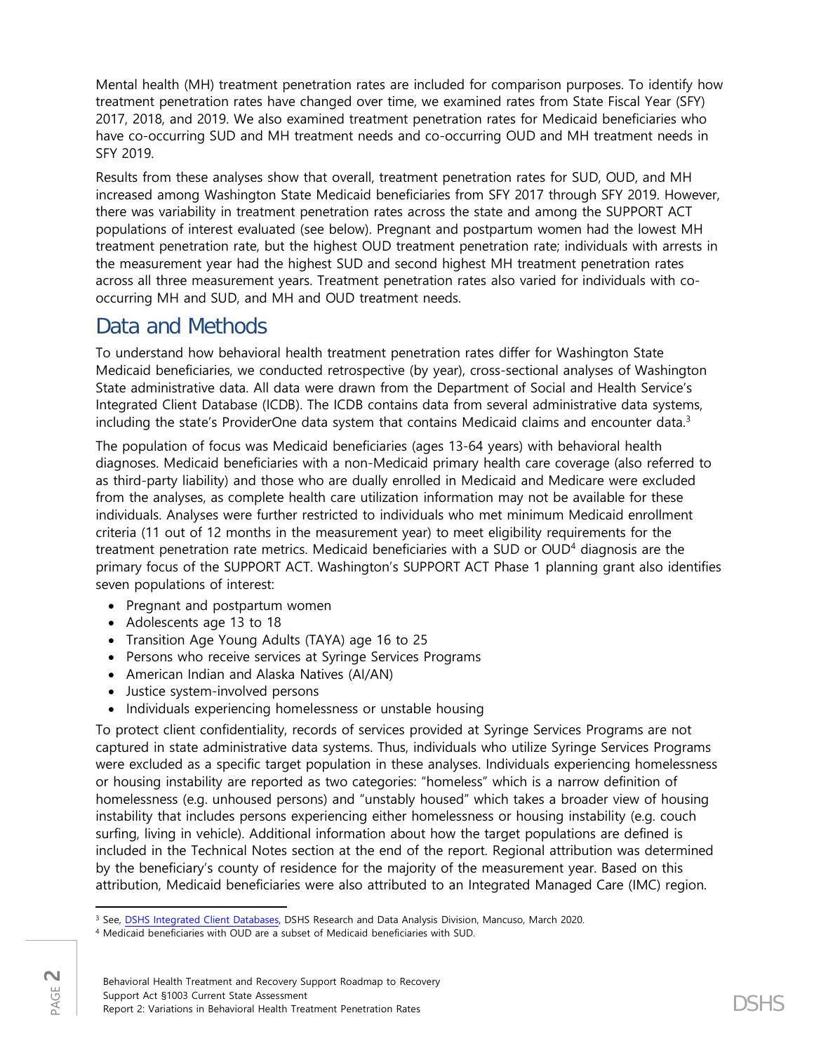Mental health (MH) treatment penetration rates are included for comparison purposes. To identify how treatment penetration rates have changed over time, we examined rates from State Fiscal Year (SFY) 2017, 2018, and 2019. We also examined treatment penetration rates for Medicaid beneficiaries who have co-occurring SUD and MH treatment needs and co-occurring OUD and MH treatment needs in SFY 2019.

Results from these analyses show that overall, treatment penetration rates for SUD, OUD, and MH increased among Washington State Medicaid beneficiaries from SFY 2017 through SFY 2019. However, there was variability in treatment penetration rates across the state and among the SUPPORT ACT populations of interest evaluated (see below). Pregnant and postpartum women had the lowest MH treatment penetration rate, but the highest OUD treatment penetration rate; individuals with arrests in the measurement year had the highest SUD and second highest MH treatment penetration rates across all three measurement years. Treatment penetration rates also varied for individuals with co-occurring MH and SUD, and MH and OUD treatment needs.

## Data and Methods

To understand how behavioral health treatment penetration rates differ for Washington State Medicaid beneficiaries, we conducted retrospective (by year), cross-sectional analyses of Washington State administrative data. All data were drawn from the Department of Social and Health Service's Integrated Client Database (ICDB). The ICDB contains data from several administrative data systems, including the state's ProviderOne data system that contains Medicaid claims and encounter data.[3]

The population of focus was Medicaid beneficiaries (ages 13-64 years) with behavioral health diagnoses. Medicaid beneficiaries with a non-Medicaid primary health care coverage (also referred to as third-party liability) and those who are dually enrolled in Medicaid and Medicare were excluded from the analyses, as complete health care utilization information may not be available for these individuals. Analyses were further restricted to individuals who met minimum Medicaid enrollment criteria (11 out of 12 months in the measurement year) to meet eligibility requirements for the treatment penetration rate metrics. Medicaid beneficiaries with a SUD or OUD[4] diagnosis are the primary focus of the SUPPORT ACT. Washington's SUPPORT ACT Phase 1 planning grant also identifies seven populations of interest:

- Pregnant and postpartum women
- Adolescents age 13 to 18
- Transition Age Young Adults (TAYA) age 16 to 25
- Persons who receive services at Syringe Services Programs
- American Indian and Alaska Natives (AI/AN)
- Justice system-involved persons
- Individuals experiencing homelessness or unstable housing

To protect client confidentiality, records of services provided at Syringe Services Programs are not captured in state administrative data systems. Thus, individuals who utilize Syringe Services Programs were excluded as a specific target population in these analyses. Individuals experiencing homelessness or housing instability are reported as two categories: "homeless" which is a narrow definition of homelessness (e.g. unhoused persons) and "unstably housed" which takes a broader view of housing instability that includes persons experiencing either homelessness or housing instability (e.g. couch surfing, living in vehicle). Additional information about how the target populations are defined is included in the Technical Notes section at the end of the report. Regional attribution was determined by the beneficiary's county of residence for the majority of the measurement year. Based on this attribution, Medicaid beneficiaries were also attributed to an Integrated Managed Care (IMC) region.

---

[3] See, DSHS Integrated Client Databases, DSHS Research and Data Analysis Division, Mancuso, March 2020.

[4] Medicaid beneficiaries with OUD are a subset of Medicaid beneficiaries with SUD.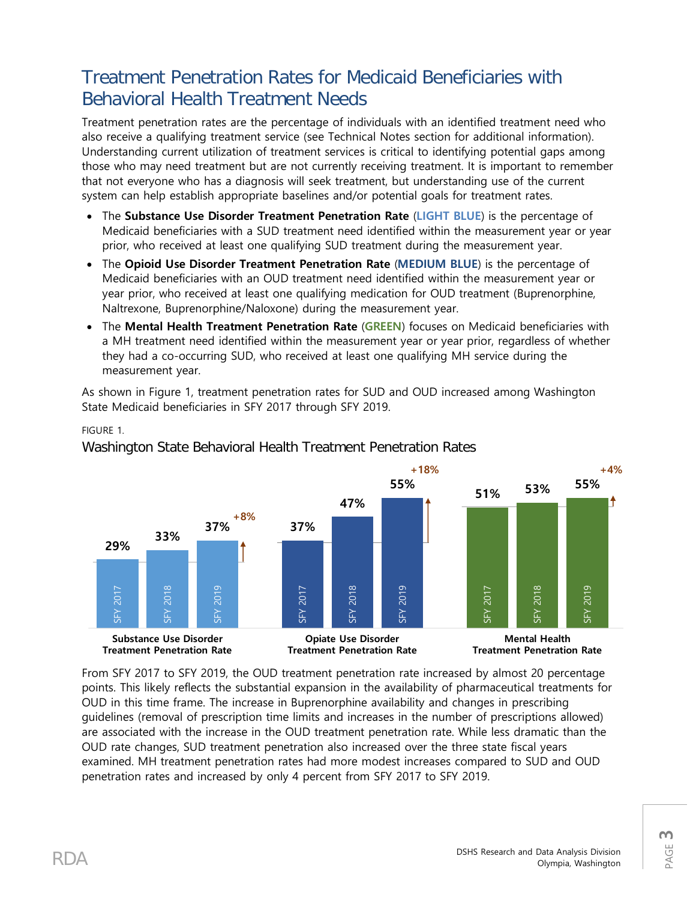# Treatment Penetration Rates for Medicaid Beneficiaries with Behavioral Health Treatment Needs

Treatment penetration rates are the percentage of individuals with an identified treatment need who also receive a qualifying treatment service (see Technical Notes section for additional information). Understanding current utilization of treatment services is critical to identifying potential gaps among those who may need treatment but are not currently receiving treatment. It is important to remember that not everyone who has a diagnosis will seek treatment, but understanding use of the current system can help establish appropriate baselines and/or potential goals for treatment rates.

- The **Substance Use Disorder Treatment Penetration Rate** (**LIGHT BLUE**) is the percentage of Medicaid beneficiaries with a SUD treatment need identified within the measurement year or year prior, who received at least one qualifying SUD treatment during the measurement year.
- The **Opioid Use Disorder Treatment Penetration Rate** (**MEDIUM BLUE**) is the percentage of Medicaid beneficiaries with an OUD treatment need identified within the measurement year or year prior, who received at least one qualifying medication for OUD treatment (Buprenorphine, Naltrexone, Buprenorphine/Naloxone) during the measurement year.
- The **Mental Health Treatment Penetration Rate** (**GREEN**) focuses on Medicaid beneficiaries with a MH treatment need identified within the measurement year or year prior, regardless of whether they had a co-occurring SUD, who received at least one qualifying MH service during the measurement year.

As shown in Figure 1, treatment penetration rates for SUD and OUD increased among Washington State Medicaid beneficiaries in SFY 2017 through SFY 2019.

FIGURE 1.

Washington State Behavioral Health Treatment Penetration Rates

| | SFY 2017 | SFY 2018 | SFY 2019 | Change |
|---|---|---|---|---|
| Substance Use Disorder Treatment Penetration Rate | 29% | 33% | 37% | +8% |
| Opiate Use Disorder Treatment Penetration Rate | 37% | 47% | 55% | +18% |
| Mental Health Treatment Penetration Rate | 51% | 53% | 55% | +4% |

From SFY 2017 to SFY 2019, the OUD treatment penetration rate increased by almost 20 percentage points. This likely reflects the substantial expansion in the availability of pharmaceutical treatments for OUD in this time frame. The increase in Buprenorphine availability and changes in prescribing guidelines (removal of prescription time limits and increases in the number of prescriptions allowed) are associated with the increase in the OUD treatment penetration rate. While less dramatic than the OUD rate changes, SUD treatment penetration also increased over the three state fiscal years examined. MH treatment penetration rates had more modest increases compared to SUD and OUD penetration rates and increased by only 4 percent from SFY 2017 to SFY 2019.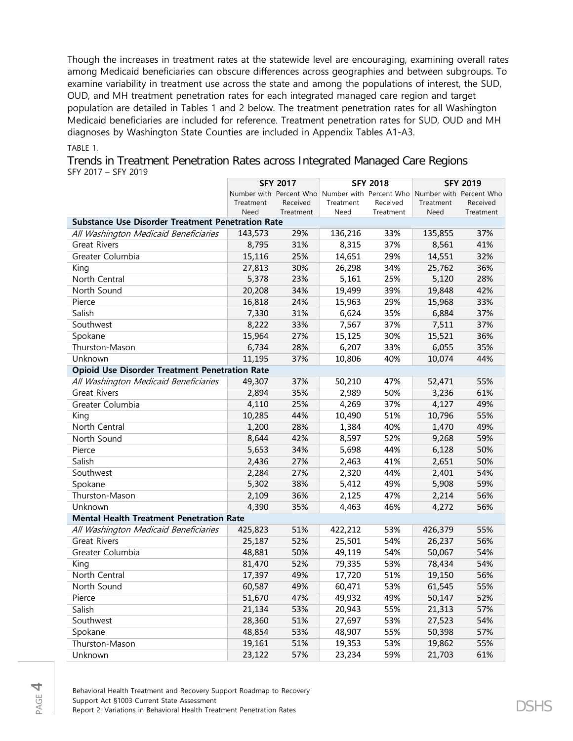Though the increases in treatment rates at the statewide level are encouraging, examining overall rates among Medicaid beneficiaries can obscure differences across geographies and between subgroups. To examine variability in treatment use across the state and among the populations of interest, the SUD, OUD, and MH treatment penetration rates for each integrated managed care region and target population are detailed in Tables 1 and 2 below. The treatment penetration rates for all Washington Medicaid beneficiaries are included for reference. Treatment penetration rates for SUD, OUD and MH diagnoses by Washington State Counties are included in Appendix Tables A1-A3.

TABLE 1.

## Trends in Treatment Penetration Rates across Integrated Managed Care Regions

SFY 2017 – SFY 2019

| | SFY 2017 | | SFY 2018 | | SFY 2019 | |
|---|---|---|---|---|---|---|
| | Number with Treatment Need | Percent Who Received Treatment | Number with Treatment Need | Percent Who Received Treatment | Number with Treatment Need | Percent Who Received Treatment |
| **Substance Use Disorder Treatment Penetration Rate** | | | | | | |
| *All Washington Medicaid Beneficiaries* | 143,573 | 29% | 136,216 | 33% | 135,855 | 37% |
| Great Rivers | 8,795 | 31% | 8,315 | 37% | 8,561 | 41% |
| Greater Columbia | 15,116 | 25% | 14,651 | 29% | 14,551 | 32% |
| King | 27,813 | 30% | 26,298 | 34% | 25,762 | 36% |
| North Central | 5,378 | 23% | 5,161 | 25% | 5,120 | 28% |
| North Sound | 20,208 | 34% | 19,499 | 39% | 19,848 | 42% |
| Pierce | 16,818 | 24% | 15,963 | 29% | 15,968 | 33% |
| Salish | 7,330 | 31% | 6,624 | 35% | 6,884 | 37% |
| Southwest | 8,222 | 33% | 7,567 | 37% | 7,511 | 37% |
| Spokane | 15,964 | 27% | 15,125 | 30% | 15,521 | 36% |
| Thurston-Mason | 6,734 | 28% | 6,207 | 33% | 6,055 | 35% |
| Unknown | 11,195 | 37% | 10,806 | 40% | 10,074 | 44% |
| **Opioid Use Disorder Treatment Penetration Rate** | | | | | | |
| *All Washington Medicaid Beneficiaries* | 49,307 | 37% | 50,210 | 47% | 52,471 | 55% |
| Great Rivers | 2,894 | 35% | 2,989 | 50% | 3,236 | 61% |
| Greater Columbia | 4,110 | 25% | 4,269 | 37% | 4,127 | 49% |
| King | 10,285 | 44% | 10,490 | 51% | 10,796 | 55% |
| North Central | 1,200 | 28% | 1,384 | 40% | 1,470 | 49% |
| North Sound | 8,644 | 42% | 8,597 | 52% | 9,268 | 59% |
| Pierce | 5,653 | 34% | 5,698 | 44% | 6,128 | 50% |
| Salish | 2,436 | 27% | 2,463 | 41% | 2,651 | 50% |
| Southwest | 2,284 | 27% | 2,320 | 44% | 2,401 | 54% |
| Spokane | 5,302 | 38% | 5,412 | 49% | 5,908 | 59% |
| Thurston-Mason | 2,109 | 36% | 2,125 | 47% | 2,214 | 56% |
| Unknown | 4,390 | 35% | 4,463 | 46% | 4,272 | 56% |
| **Mental Health Treatment Penetration Rate** | | | | | | |
| *All Washington Medicaid Beneficiaries* | 425,823 | 51% | 422,212 | 53% | 426,379 | 55% |
| Great Rivers | 25,187 | 52% | 25,501 | 54% | 26,237 | 56% |
| Greater Columbia | 48,881 | 50% | 49,119 | 54% | 50,067 | 54% |
| King | 81,470 | 52% | 79,335 | 53% | 78,434 | 54% |
| North Central | 17,397 | 49% | 17,720 | 51% | 19,150 | 56% |
| North Sound | 60,587 | 49% | 60,471 | 53% | 61,545 | 55% |
| Pierce | 51,670 | 47% | 49,932 | 49% | 50,147 | 52% |
| Salish | 21,134 | 53% | 20,943 | 55% | 21,313 | 57% |
| Southwest | 28,360 | 51% | 27,697 | 53% | 27,523 | 54% |
| Spokane | 48,854 | 53% | 48,907 | 55% | 50,398 | 57% |
| Thurston-Mason | 19,161 | 51% | 19,353 | 53% | 19,862 | 55% |
| Unknown | 23,122 | 57% | 23,234 | 59% | 21,703 | 61% |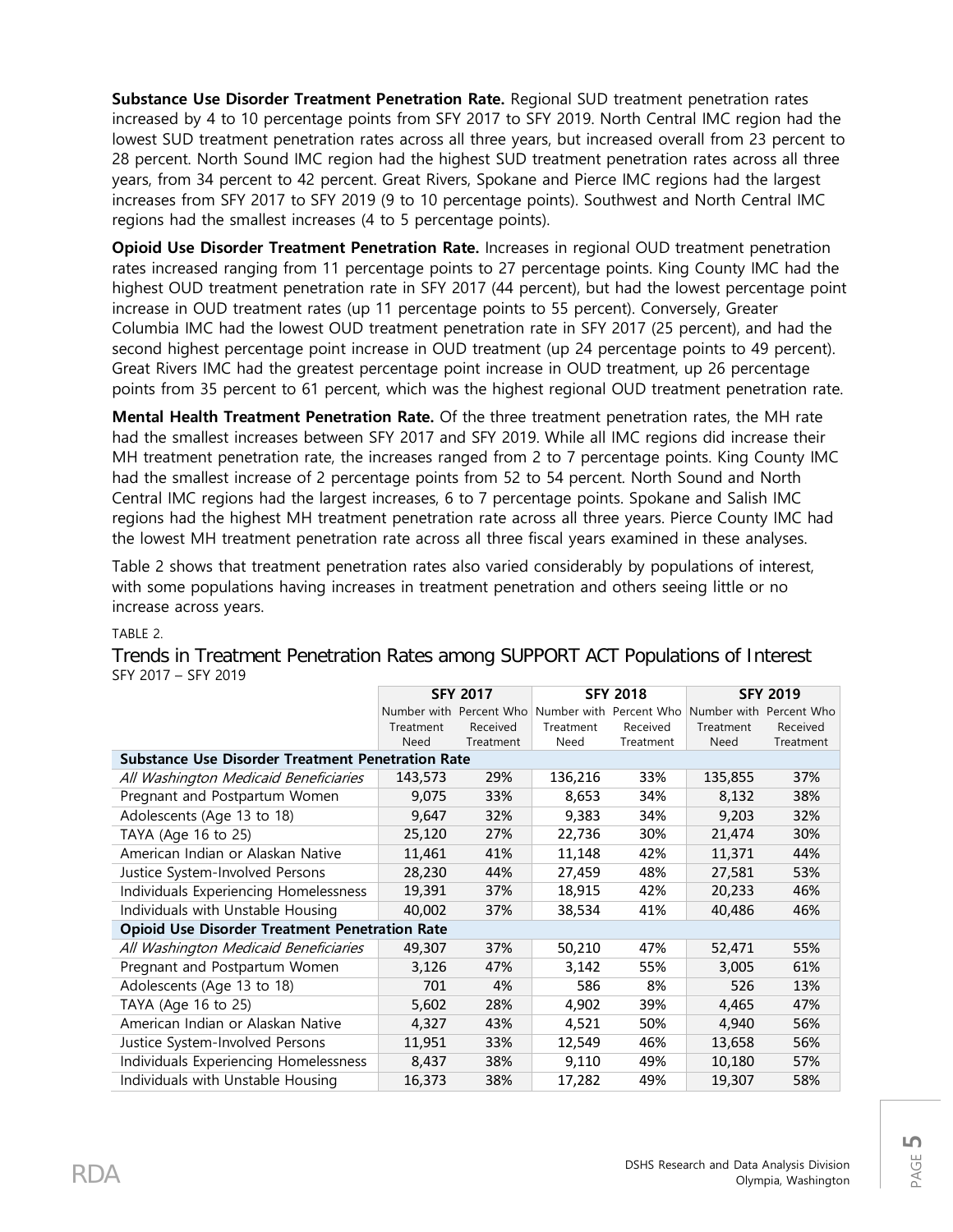**Substance Use Disorder Treatment Penetration Rate.** Regional SUD treatment penetration rates increased by 4 to 10 percentage points from SFY 2017 to SFY 2019. North Central IMC region had the lowest SUD treatment penetration rates across all three years, but increased overall from 23 percent to 28 percent. North Sound IMC region had the highest SUD treatment penetration rates across all three years, from 34 percent to 42 percent. Great Rivers, Spokane and Pierce IMC regions had the largest increases from SFY 2017 to SFY 2019 (9 to 10 percentage points). Southwest and North Central IMC regions had the smallest increases (4 to 5 percentage points).

**Opioid Use Disorder Treatment Penetration Rate.** Increases in regional OUD treatment penetration rates increased ranging from 11 percentage points to 27 percentage points. King County IMC had the highest OUD treatment penetration rate in SFY 2017 (44 percent), but had the lowest percentage point increase in OUD treatment rates (up 11 percentage points to 55 percent). Conversely, Greater Columbia IMC had the lowest OUD treatment penetration rate in SFY 2017 (25 percent), and had the second highest percentage point increase in OUD treatment (up 24 percentage points to 49 percent). Great Rivers IMC had the greatest percentage point increase in OUD treatment, up 26 percentage points from 35 percent to 61 percent, which was the highest regional OUD treatment penetration rate.

**Mental Health Treatment Penetration Rate.** Of the three treatment penetration rates, the MH rate had the smallest increases between SFY 2017 and SFY 2019. While all IMC regions did increase their MH treatment penetration rate, the increases ranged from 2 to 7 percentage points. King County IMC had the smallest increase of 2 percentage points from 52 to 54 percent. North Sound and North Central IMC regions had the largest increases, 6 to 7 percentage points. Spokane and Salish IMC regions had the highest MH treatment penetration rate across all three years. Pierce County IMC had the lowest MH treatment penetration rate across all three fiscal years examined in these analyses.

Table 2 shows that treatment penetration rates also varied considerably by populations of interest, with some populations having increases in treatment penetration and others seeing little or no increase across years.

TABLE 2.

## Trends in Treatment Penetration Rates among SUPPORT ACT Populations of Interest

SFY 2017 – SFY 2019

| | SFY 2017 | | SFY 2018 | | SFY 2019 | |
|---|---|---|---|---|---|---|
| | Number with Treatment Need | Percent Who Received Treatment | Number with Treatment Need | Percent Who Received Treatment | Number with Treatment Need | Percent Who Received Treatment |
| **Substance Use Disorder Treatment Penetration Rate** | | | | | | |
| *All Washington Medicaid Beneficiaries* | 143,573 | 29% | 136,216 | 33% | 135,855 | 37% |
| Pregnant and Postpartum Women | 9,075 | 33% | 8,653 | 34% | 8,132 | 38% |
| Adolescents (Age 13 to 18) | 9,647 | 32% | 9,383 | 34% | 9,203 | 32% |
| TAYA (Age 16 to 25) | 25,120 | 27% | 22,736 | 30% | 21,474 | 30% |
| American Indian or Alaskan Native | 11,461 | 41% | 11,148 | 42% | 11,371 | 44% |
| Justice System-Involved Persons | 28,230 | 44% | 27,459 | 48% | 27,581 | 53% |
| Individuals Experiencing Homelessness | 19,391 | 37% | 18,915 | 42% | 20,233 | 46% |
| Individuals with Unstable Housing | 40,002 | 37% | 38,534 | 41% | 40,486 | 46% |
| **Opioid Use Disorder Treatment Penetration Rate** | | | | | | |
| *All Washington Medicaid Beneficiaries* | 49,307 | 37% | 50,210 | 47% | 52,471 | 55% |
| Pregnant and Postpartum Women | 3,126 | 47% | 3,142 | 55% | 3,005 | 61% |
| Adolescents (Age 13 to 18) | 701 | 4% | 586 | 8% | 526 | 13% |
| TAYA (Age 16 to 25) | 5,602 | 28% | 4,902 | 39% | 4,465 | 47% |
| American Indian or Alaskan Native | 4,327 | 43% | 4,521 | 50% | 4,940 | 56% |
| Justice System-Involved Persons | 11,951 | 33% | 12,549 | 46% | 13,658 | 56% |
| Individuals Experiencing Homelessness | 8,437 | 38% | 9,110 | 49% | 10,180 | 57% |
| Individuals with Unstable Housing | 16,373 | 38% | 17,282 | 49% | 19,307 | 58% |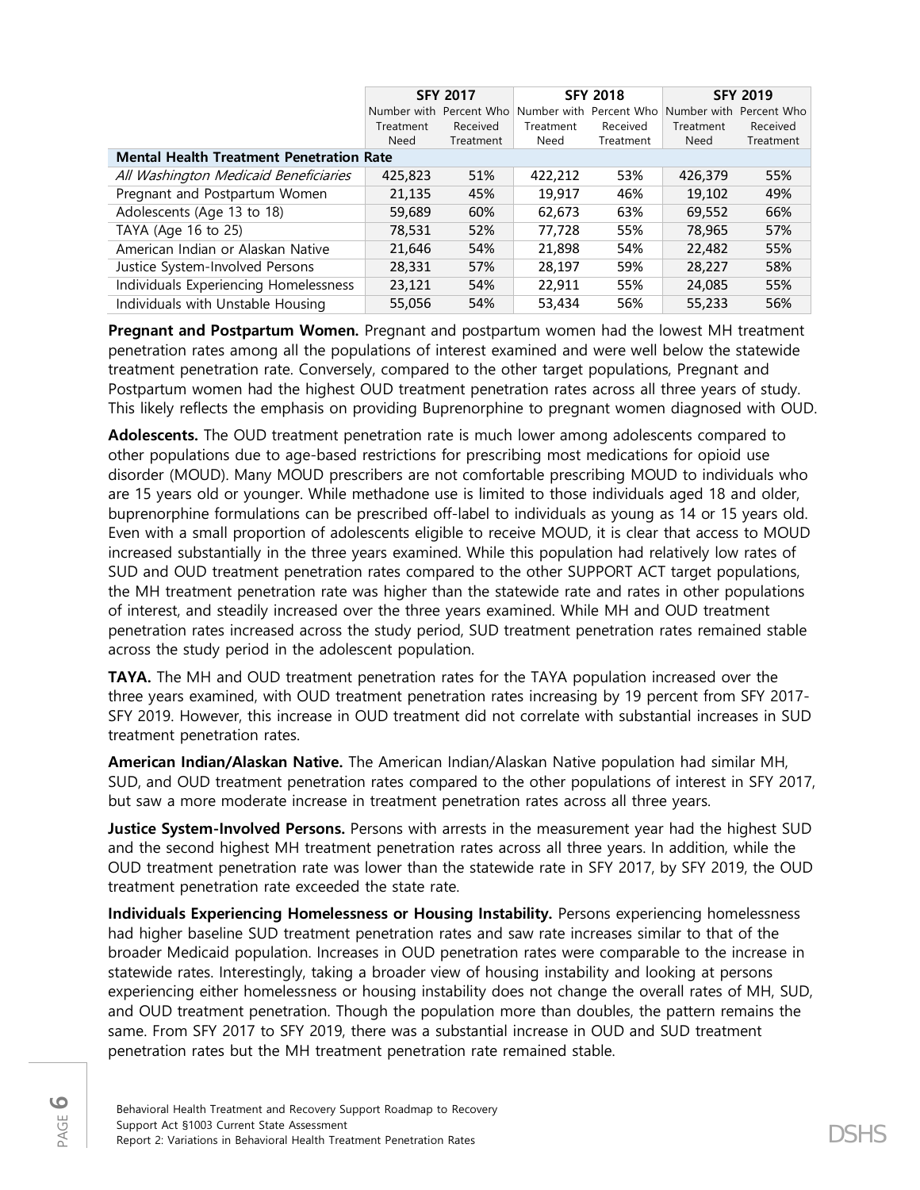| | SFY 2017 | | SFY 2018 | | SFY 2019 | |
|---|---|---|---|---|---|---|
| | Number with Treatment Need | Percent Who Received Treatment | Number with Treatment Need | Percent Who Received Treatment | Number with Treatment Need | Percent Who Received Treatment |
| **Mental Health Treatment Penetration Rate** | | | | | | |
| *All Washington Medicaid Beneficiaries* | 425,823 | 51% | 422,212 | 53% | 426,379 | 55% |
| Pregnant and Postpartum Women | 21,135 | 45% | 19,917 | 46% | 19,102 | 49% |
| Adolescents (Age 13 to 18) | 59,689 | 60% | 62,673 | 63% | 69,552 | 66% |
| TAYA (Age 16 to 25) | 78,531 | 52% | 77,728 | 55% | 78,965 | 57% |
| American Indian or Alaskan Native | 21,646 | 54% | 21,898 | 54% | 22,482 | 55% |
| Justice System-Involved Persons | 28,331 | 57% | 28,197 | 59% | 28,227 | 58% |
| Individuals Experiencing Homelessness | 23,121 | 54% | 22,911 | 55% | 24,085 | 55% |
| Individuals with Unstable Housing | 55,056 | 54% | 53,434 | 56% | 55,233 | 56% |

**Pregnant and Postpartum Women.** Pregnant and postpartum women had the lowest MH treatment penetration rates among all the populations of interest examined and were well below the statewide treatment penetration rate. Conversely, compared to the other target populations, Pregnant and Postpartum women had the highest OUD treatment penetration rates across all three years of study. This likely reflects the emphasis on providing Buprenorphine to pregnant women diagnosed with OUD.

**Adolescents.** The OUD treatment penetration rate is much lower among adolescents compared to other populations due to age-based restrictions for prescribing most medications for opioid use disorder (MOUD). Many MOUD prescribers are not comfortable prescribing MOUD to individuals who are 15 years old or younger. While methadone use is limited to those individuals aged 18 and older, buprenorphine formulations can be prescribed off-label to individuals as young as 14 or 15 years old. Even with a small proportion of adolescents eligible to receive MOUD, it is clear that access to MOUD increased substantially in the three years examined. While this population had relatively low rates of SUD and OUD treatment penetration rates compared to the other SUPPORT ACT target populations, the MH treatment penetration rate was higher than the statewide rate and rates in other populations of interest, and steadily increased over the three years examined. While MH and OUD treatment penetration rates increased across the study period, SUD treatment penetration rates remained stable across the study period in the adolescent population.

**TAYA.** The MH and OUD treatment penetration rates for the TAYA population increased over the three years examined, with OUD treatment penetration rates increasing by 19 percent from SFY 2017-SFY 2019. However, this increase in OUD treatment did not correlate with substantial increases in SUD treatment penetration rates.

**American Indian/Alaskan Native.** The American Indian/Alaskan Native population had similar MH, SUD, and OUD treatment penetration rates compared to the other populations of interest in SFY 2017, but saw a more moderate increase in treatment penetration rates across all three years.

**Justice System-Involved Persons.** Persons with arrests in the measurement year had the highest SUD and the second highest MH treatment penetration rates across all three years. In addition, while the OUD treatment penetration rate was lower than the statewide rate in SFY 2017, by SFY 2019, the OUD treatment penetration rate exceeded the state rate.

**Individuals Experiencing Homelessness or Housing Instability.** Persons experiencing homelessness had higher baseline SUD treatment penetration rates and saw rate increases similar to that of the broader Medicaid population. Increases in OUD penetration rates were comparable to the increase in statewide rates. Interestingly, taking a broader view of housing instability and looking at persons experiencing either homelessness or housing instability does not change the overall rates of MH, SUD, and OUD treatment penetration. Though the population more than doubles, the pattern remains the same. From SFY 2017 to SFY 2019, there was a substantial increase in OUD and SUD treatment penetration rates but the MH treatment penetration rate remained stable.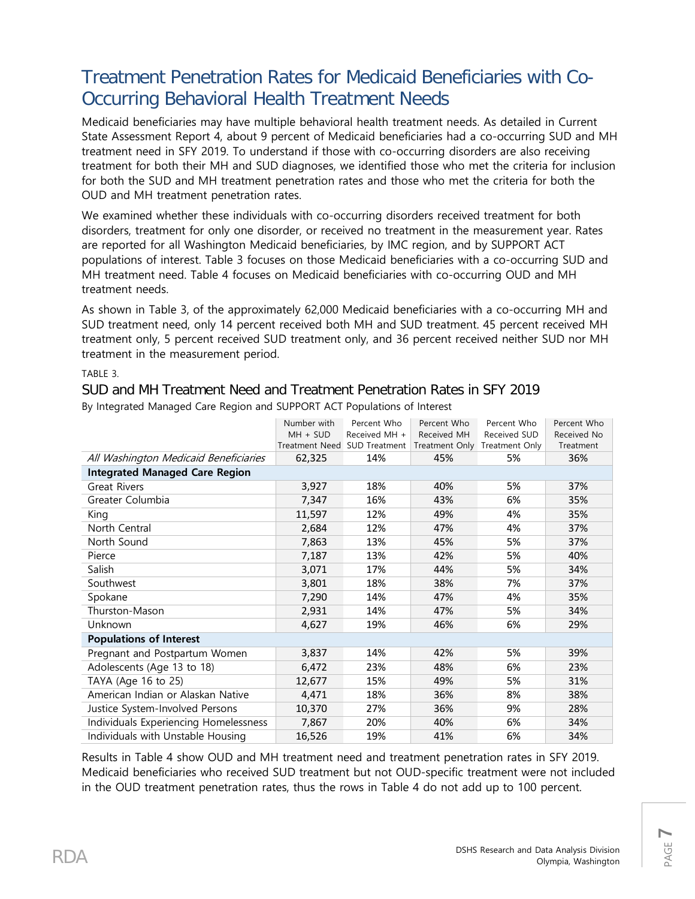# Treatment Penetration Rates for Medicaid Beneficiaries with Co-Occurring Behavioral Health Treatment Needs

Medicaid beneficiaries may have multiple behavioral health treatment needs. As detailed in Current State Assessment Report 4, about 9 percent of Medicaid beneficiaries had a co-occurring SUD and MH treatment need in SFY 2019. To understand if those with co-occurring disorders are also receiving treatment for both their MH and SUD diagnoses, we identified those who met the criteria for inclusion for both the SUD and MH treatment penetration rates and those who met the criteria for both the OUD and MH treatment penetration rates.

We examined whether these individuals with co-occurring disorders received treatment for both disorders, treatment for only one disorder, or received no treatment in the measurement year. Rates are reported for all Washington Medicaid beneficiaries, by IMC region, and by SUPPORT ACT populations of interest. Table 3 focuses on those Medicaid beneficiaries with a co-occurring SUD and MH treatment need. Table 4 focuses on Medicaid beneficiaries with co-occurring OUD and MH treatment needs.

As shown in Table 3, of the approximately 62,000 Medicaid beneficiaries with a co-occurring MH and SUD treatment need, only 14 percent received both MH and SUD treatment. 45 percent received MH treatment only, 5 percent received SUD treatment only, and 36 percent received neither SUD nor MH treatment in the measurement period.

TABLE 3.

## SUD and MH Treatment Need and Treatment Penetration Rates in SFY 2019

By Integrated Managed Care Region and SUPPORT ACT Populations of Interest

| | Number with MH + SUD Treatment Need | Percent Who Received MH + SUD Treatment | Percent Who Received MH Treatment Only | Percent Who Received SUD Treatment Only | Percent Who Received No Treatment |
|---|---|---|---|---|---|
| *All Washington Medicaid Beneficiaries* | 62,325 | 14% | 45% | 5% | 36% |
| **Integrated Managed Care Region** | | | | | |
| Great Rivers | 3,927 | 18% | 40% | 5% | 37% |
| Greater Columbia | 7,347 | 16% | 43% | 6% | 35% |
| King | 11,597 | 12% | 49% | 4% | 35% |
| North Central | 2,684 | 12% | 47% | 4% | 37% |
| North Sound | 7,863 | 13% | 45% | 5% | 37% |
| Pierce | 7,187 | 13% | 42% | 5% | 40% |
| Salish | 3,071 | 17% | 44% | 5% | 34% |
| Southwest | 3,801 | 18% | 38% | 7% | 37% |
| Spokane | 7,290 | 14% | 47% | 4% | 35% |
| Thurston-Mason | 2,931 | 14% | 47% | 5% | 34% |
| Unknown | 4,627 | 19% | 46% | 6% | 29% |
| **Populations of Interest** | | | | | |
| Pregnant and Postpartum Women | 3,837 | 14% | 42% | 5% | 39% |
| Adolescents (Age 13 to 18) | 6,472 | 23% | 48% | 6% | 23% |
| TAYA (Age 16 to 25) | 12,677 | 15% | 49% | 5% | 31% |
| American Indian or Alaskan Native | 4,471 | 18% | 36% | 8% | 38% |
| Justice System-Involved Persons | 10,370 | 27% | 36% | 9% | 28% |
| Individuals Experiencing Homelessness | 7,867 | 20% | 40% | 6% | 34% |
| Individuals with Unstable Housing | 16,526 | 19% | 41% | 6% | 34% |

Results in Table 4 show OUD and MH treatment need and treatment penetration rates in SFY 2019. Medicaid beneficiaries who received SUD treatment but not OUD-specific treatment were not included in the OUD treatment penetration rates, thus the rows in Table 4 do not add up to 100 percent.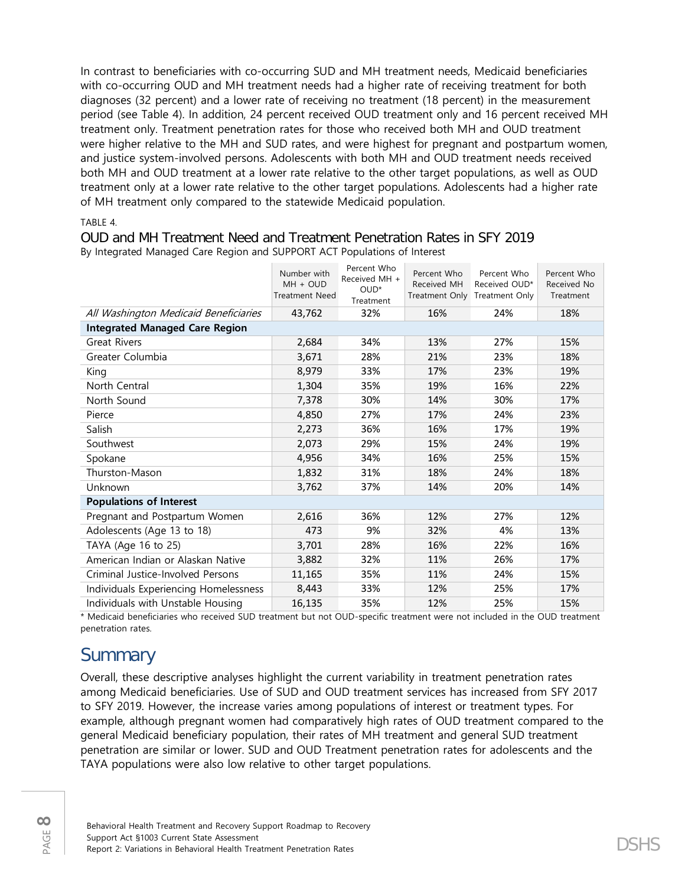In contrast to beneficiaries with co-occurring SUD and MH treatment needs, Medicaid beneficiaries with co-occurring OUD and MH treatment needs had a higher rate of receiving treatment for both diagnoses (32 percent) and a lower rate of receiving no treatment (18 percent) in the measurement period (see Table 4). In addition, 24 percent received OUD treatment only and 16 percent received MH treatment only. Treatment penetration rates for those who received both MH and OUD treatment were higher relative to the MH and SUD rates, and were highest for pregnant and postpartum women, and justice system-involved persons. Adolescents with both MH and OUD treatment needs received both MH and OUD treatment at a lower rate relative to the other target populations, as well as OUD treatment only at a lower rate relative to the other target populations. Adolescents had a higher rate of MH treatment only compared to the statewide Medicaid population.

TABLE 4.

### OUD and MH Treatment Need and Treatment Penetration Rates in SFY 2019

By Integrated Managed Care Region and SUPPORT ACT Populations of Interest

| | Number with MH + OUD Treatment Need | Percent Who Received MH + OUD* Treatment | Percent Who Received MH Treatment Only | Percent Who Received OUD* Treatment Only | Percent Who Received No Treatment |
|---|---|---|---|---|---|
| *All Washington Medicaid Beneficiaries* | 43,762 | 32% | 16% | 24% | 18% |
| **Integrated Managed Care Region** | | | | | |
| Great Rivers | 2,684 | 34% | 13% | 27% | 15% |
| Greater Columbia | 3,671 | 28% | 21% | 23% | 18% |
| King | 8,979 | 33% | 17% | 23% | 19% |
| North Central | 1,304 | 35% | 19% | 16% | 22% |
| North Sound | 7,378 | 30% | 14% | 30% | 17% |
| Pierce | 4,850 | 27% | 17% | 24% | 23% |
| Salish | 2,273 | 36% | 16% | 17% | 19% |
| Southwest | 2,073 | 29% | 15% | 24% | 19% |
| Spokane | 4,956 | 34% | 16% | 25% | 15% |
| Thurston-Mason | 1,832 | 31% | 18% | 24% | 18% |
| Unknown | 3,762 | 37% | 14% | 20% | 14% |
| **Populations of Interest** | | | | | |
| Pregnant and Postpartum Women | 2,616 | 36% | 12% | 27% | 12% |
| Adolescents (Age 13 to 18) | 473 | 9% | 32% | 4% | 13% |
| TAYA (Age 16 to 25) | 3,701 | 28% | 16% | 22% | 16% |
| American Indian or Alaskan Native | 3,882 | 32% | 11% | 26% | 17% |
| Criminal Justice-Involved Persons | 11,165 | 35% | 11% | 24% | 15% |
| Individuals Experiencing Homelessness | 8,443 | 33% | 12% | 25% | 17% |
| Individuals with Unstable Housing | 16,135 | 35% | 12% | 25% | 15% |

* Medicaid beneficiaries who received SUD treatment but not OUD-specific treatment were not included in the OUD treatment penetration rates.

## Summary

Overall, these descriptive analyses highlight the current variability in treatment penetration rates among Medicaid beneficiaries. Use of SUD and OUD treatment services has increased from SFY 2017 to SFY 2019. However, the increase varies among populations of interest or treatment types. For example, although pregnant women had comparatively high rates of OUD treatment compared to the general Medicaid beneficiary population, their rates of MH treatment and general SUD treatment penetration are similar or lower. SUD and OUD Treatment penetration rates for adolescents and the TAYA populations were also low relative to other target populations.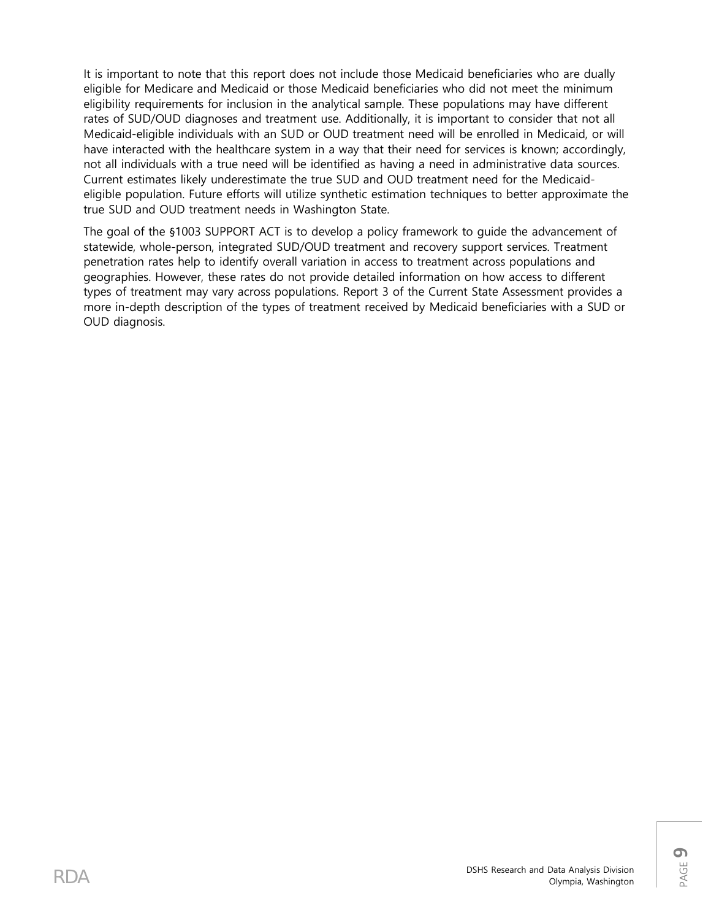It is important to note that this report does not include those Medicaid beneficiaries who are dually eligible for Medicare and Medicaid or those Medicaid beneficiaries who did not meet the minimum eligibility requirements for inclusion in the analytical sample. These populations may have different rates of SUD/OUD diagnoses and treatment use. Additionally, it is important to consider that not all Medicaid-eligible individuals with an SUD or OUD treatment need will be enrolled in Medicaid, or will have interacted with the healthcare system in a way that their need for services is known; accordingly, not all individuals with a true need will be identified as having a need in administrative data sources. Current estimates likely underestimate the true SUD and OUD treatment need for the Medicaid-eligible population. Future efforts will utilize synthetic estimation techniques to better approximate the true SUD and OUD treatment needs in Washington State.

The goal of the §1003 SUPPORT ACT is to develop a policy framework to guide the advancement of statewide, whole-person, integrated SUD/OUD treatment and recovery support services. Treatment penetration rates help to identify overall variation in access to treatment across populations and geographies. However, these rates do not provide detailed information on how access to different types of treatment may vary across populations. Report 3 of the Current State Assessment provides a more in-depth description of the types of treatment received by Medicaid beneficiaries with a SUD or OUD diagnosis.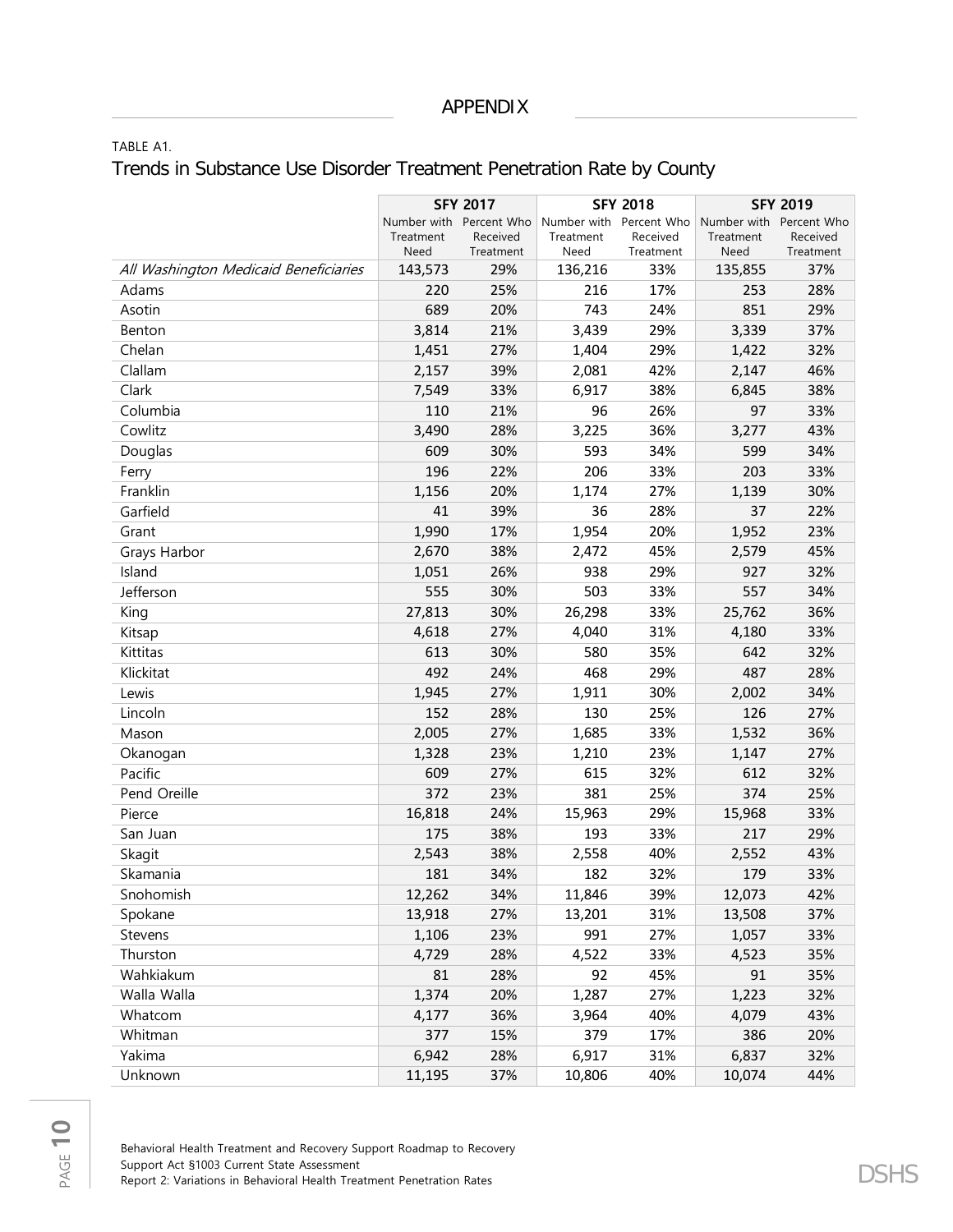## APPENDIX

TABLE A1.

### Trends in Substance Use Disorder Treatment Penetration Rate by County

| | SFY 2017 | | SFY 2018 | | SFY 2019 | |
|---|---|---|---|---|---|---|
| | Number with Treatment Need | Percent Who Received Treatment | Number with Treatment Need | Percent Who Received Treatment | Number with Treatment Need | Percent Who Received Treatment |
| *All Washington Medicaid Beneficiaries* | 143,573 | 29% | 136,216 | 33% | 135,855 | 37% |
| Adams | 220 | 25% | 216 | 17% | 253 | 28% |
| Asotin | 689 | 20% | 743 | 24% | 851 | 29% |
| Benton | 3,814 | 21% | 3,439 | 29% | 3,339 | 37% |
| Chelan | 1,451 | 27% | 1,404 | 29% | 1,422 | 32% |
| Clallam | 2,157 | 39% | 2,081 | 42% | 2,147 | 46% |
| Clark | 7,549 | 33% | 6,917 | 38% | 6,845 | 38% |
| Columbia | 110 | 21% | 96 | 26% | 97 | 33% |
| Cowlitz | 3,490 | 28% | 3,225 | 36% | 3,277 | 43% |
| Douglas | 609 | 30% | 593 | 34% | 599 | 34% |
| Ferry | 196 | 22% | 206 | 33% | 203 | 33% |
| Franklin | 1,156 | 20% | 1,174 | 27% | 1,139 | 30% |
| Garfield | 41 | 39% | 36 | 28% | 37 | 22% |
| Grant | 1,990 | 17% | 1,954 | 20% | 1,952 | 23% |
| Grays Harbor | 2,670 | 38% | 2,472 | 45% | 2,579 | 45% |
| Island | 1,051 | 26% | 938 | 29% | 927 | 32% |
| Jefferson | 555 | 30% | 503 | 33% | 557 | 34% |
| King | 27,813 | 30% | 26,298 | 33% | 25,762 | 36% |
| Kitsap | 4,618 | 27% | 4,040 | 31% | 4,180 | 33% |
| Kittitas | 613 | 30% | 580 | 35% | 642 | 32% |
| Klickitat | 492 | 24% | 468 | 29% | 487 | 28% |
| Lewis | 1,945 | 27% | 1,911 | 30% | 2,002 | 34% |
| Lincoln | 152 | 28% | 130 | 25% | 126 | 27% |
| Mason | 2,005 | 27% | 1,685 | 33% | 1,532 | 36% |
| Okanogan | 1,328 | 23% | 1,210 | 23% | 1,147 | 27% |
| Pacific | 609 | 27% | 615 | 32% | 612 | 32% |
| Pend Oreille | 372 | 23% | 381 | 25% | 374 | 25% |
| Pierce | 16,818 | 24% | 15,963 | 29% | 15,968 | 33% |
| San Juan | 175 | 38% | 193 | 33% | 217 | 29% |
| Skagit | 2,543 | 38% | 2,558 | 40% | 2,552 | 43% |
| Skamania | 181 | 34% | 182 | 32% | 179 | 33% |
| Snohomish | 12,262 | 34% | 11,846 | 39% | 12,073 | 42% |
| Spokane | 13,918 | 27% | 13,201 | 31% | 13,508 | 37% |
| Stevens | 1,106 | 23% | 991 | 27% | 1,057 | 33% |
| Thurston | 4,729 | 28% | 4,522 | 33% | 4,523 | 35% |
| Wahkiakum | 81 | 28% | 92 | 45% | 91 | 35% |
| Walla Walla | 1,374 | 20% | 1,287 | 27% | 1,223 | 32% |
| Whatcom | 4,177 | 36% | 3,964 | 40% | 4,079 | 43% |
| Whitman | 377 | 15% | 379 | 17% | 386 | 20% |
| Yakima | 6,942 | 28% | 6,917 | 31% | 6,837 | 32% |
| Unknown | 11,195 | 37% | 10,806 | 40% | 10,074 | 44% |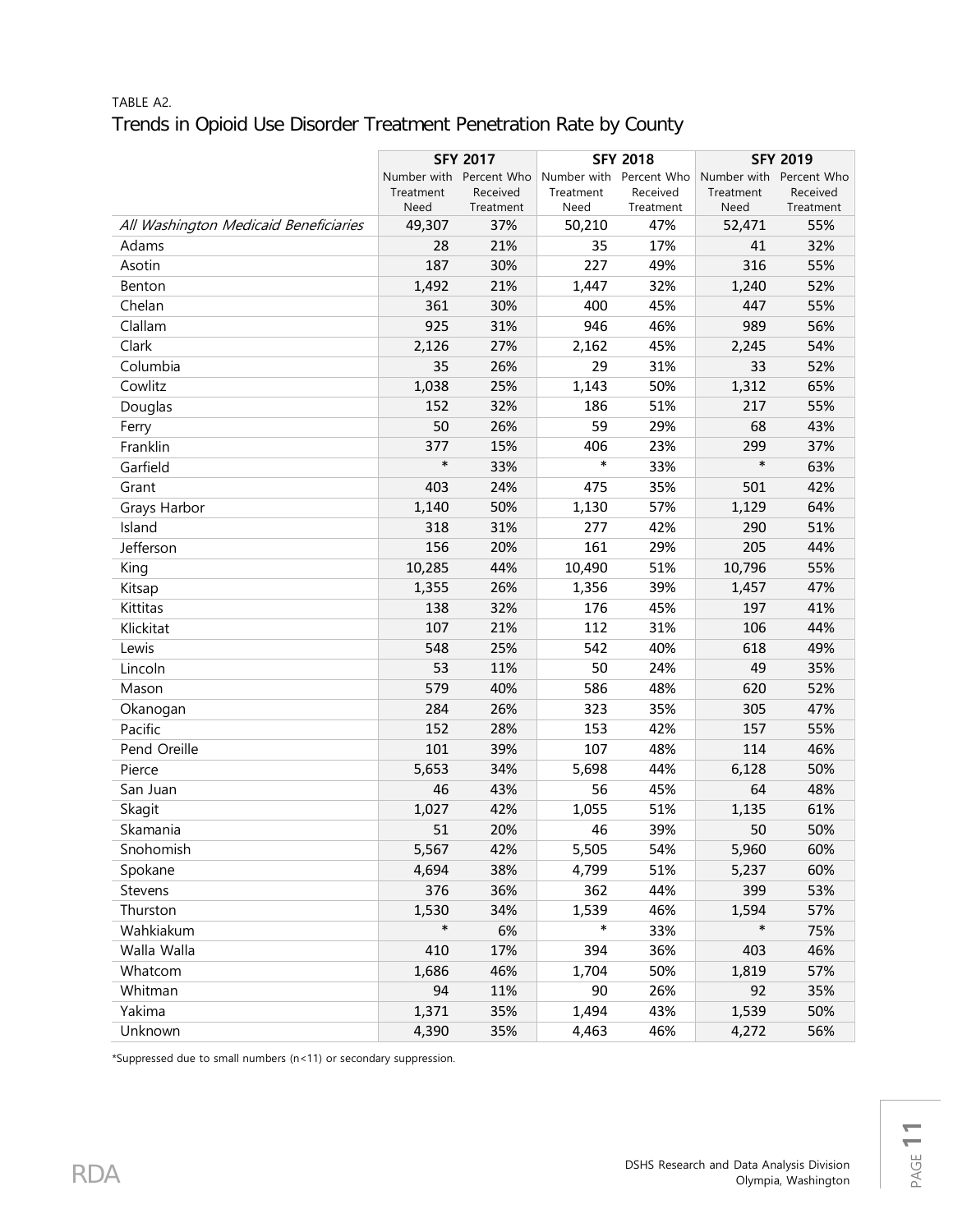TABLE A2.

## Trends in Opioid Use Disorder Treatment Penetration Rate by County

| | SFY 2017 | | SFY 2018 | | SFY 2019 | |
|---|---|---|---|---|---|---|
| | Number with Treatment Need | Percent Who Received Treatment | Number with Treatment Need | Percent Who Received Treatment | Number with Treatment Need | Percent Who Received Treatment |
| *All Washington Medicaid Beneficiaries* | 49,307 | 37% | 50,210 | 47% | 52,471 | 55% |
| Adams | 28 | 21% | 35 | 17% | 41 | 32% |
| Asotin | 187 | 30% | 227 | 49% | 316 | 55% |
| Benton | 1,492 | 21% | 1,447 | 32% | 1,240 | 52% |
| Chelan | 361 | 30% | 400 | 45% | 447 | 55% |
| Clallam | 925 | 31% | 946 | 46% | 989 | 56% |
| Clark | 2,126 | 27% | 2,162 | 45% | 2,245 | 54% |
| Columbia | 35 | 26% | 29 | 31% | 33 | 52% |
| Cowlitz | 1,038 | 25% | 1,143 | 50% | 1,312 | 65% |
| Douglas | 152 | 32% | 186 | 51% | 217 | 55% |
| Ferry | 50 | 26% | 59 | 29% | 68 | 43% |
| Franklin | 377 | 15% | 406 | 23% | 299 | 37% |
| Garfield | * | 33% | * | 33% | * | 63% |
| Grant | 403 | 24% | 475 | 35% | 501 | 42% |
| Grays Harbor | 1,140 | 50% | 1,130 | 57% | 1,129 | 64% |
| Island | 318 | 31% | 277 | 42% | 290 | 51% |
| Jefferson | 156 | 20% | 161 | 29% | 205 | 44% |
| King | 10,285 | 44% | 10,490 | 51% | 10,796 | 55% |
| Kitsap | 1,355 | 26% | 1,356 | 39% | 1,457 | 47% |
| Kittitas | 138 | 32% | 176 | 45% | 197 | 41% |
| Klickitat | 107 | 21% | 112 | 31% | 106 | 44% |
| Lewis | 548 | 25% | 542 | 40% | 618 | 49% |
| Lincoln | 53 | 11% | 50 | 24% | 49 | 35% |
| Mason | 579 | 40% | 586 | 48% | 620 | 52% |
| Okanogan | 284 | 26% | 323 | 35% | 305 | 47% |
| Pacific | 152 | 28% | 153 | 42% | 157 | 55% |
| Pend Oreille | 101 | 39% | 107 | 48% | 114 | 46% |
| Pierce | 5,653 | 34% | 5,698 | 44% | 6,128 | 50% |
| San Juan | 46 | 43% | 56 | 45% | 64 | 48% |
| Skagit | 1,027 | 42% | 1,055 | 51% | 1,135 | 61% |
| Skamania | 51 | 20% | 46 | 39% | 50 | 50% |
| Snohomish | 5,567 | 42% | 5,505 | 54% | 5,960 | 60% |
| Spokane | 4,694 | 38% | 4,799 | 51% | 5,237 | 60% |
| Stevens | 376 | 36% | 362 | 44% | 399 | 53% |
| Thurston | 1,530 | 34% | 1,539 | 46% | 1,594 | 57% |
| Wahkiakum | * | 6% | * | 33% | * | 75% |
| Walla Walla | 410 | 17% | 394 | 36% | 403 | 46% |
| Whatcom | 1,686 | 46% | 1,704 | 50% | 1,819 | 57% |
| Whitman | 94 | 11% | 90 | 26% | 92 | 35% |
| Yakima | 1,371 | 35% | 1,494 | 43% | 1,539 | 50% |
| Unknown | 4,390 | 35% | 4,463 | 46% | 4,272 | 56% |

*Suppressed due to small numbers (n<11) or secondary suppression.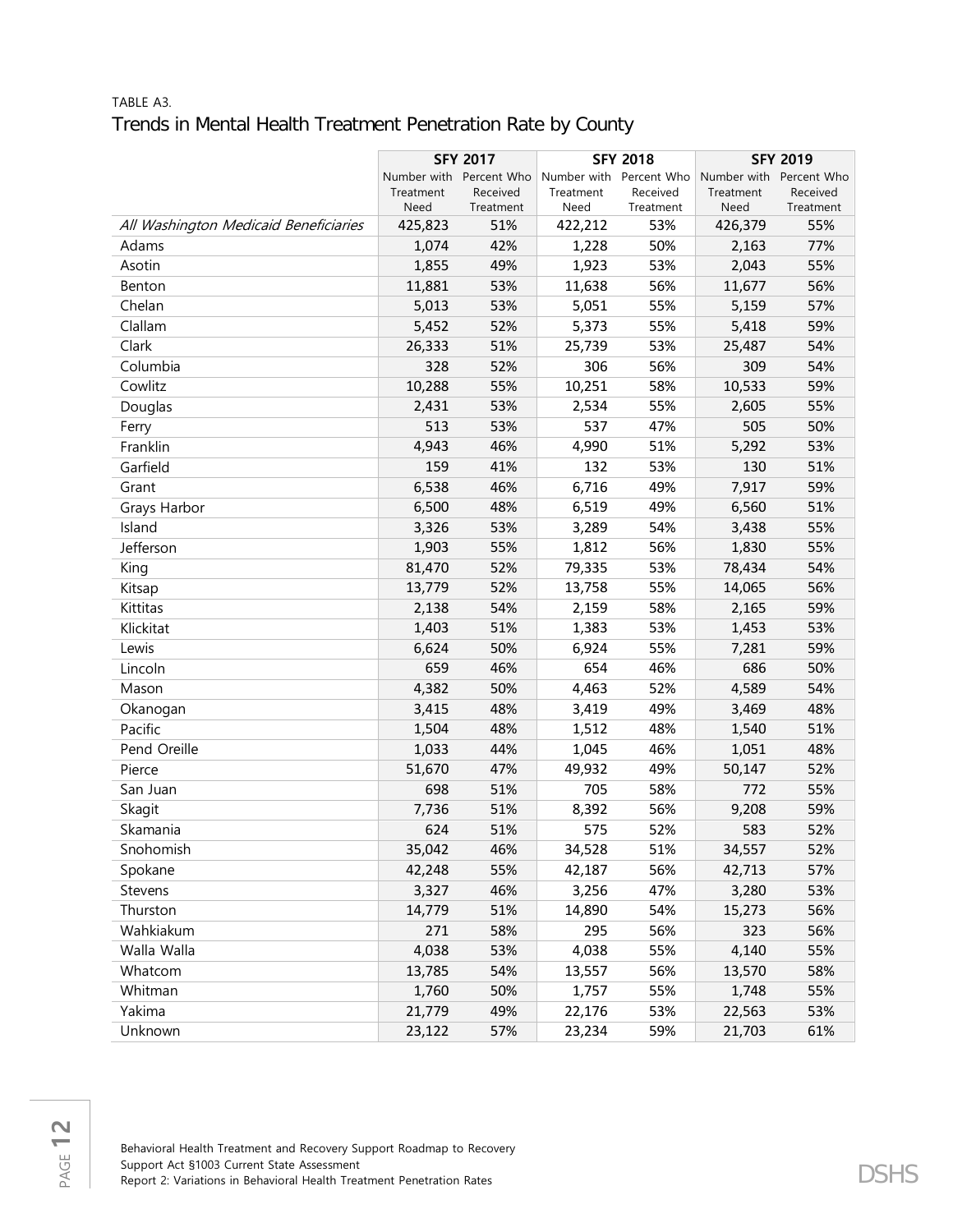TABLE A3.

## Trends in Mental Health Treatment Penetration Rate by County

| | SFY 2017 | | SFY 2018 | | SFY 2019 | |
|---|---|---|---|---|---|---|
| | Number with Treatment Need | Percent Who Received Treatment | Number with Treatment Need | Percent Who Received Treatment | Number with Treatment Need | Percent Who Received Treatment |
| *All Washington Medicaid Beneficiaries* | 425,823 | 51% | 422,212 | 53% | 426,379 | 55% |
| Adams | 1,074 | 42% | 1,228 | 50% | 2,163 | 77% |
| Asotin | 1,855 | 49% | 1,923 | 53% | 2,043 | 55% |
| Benton | 11,881 | 53% | 11,638 | 56% | 11,677 | 56% |
| Chelan | 5,013 | 53% | 5,051 | 55% | 5,159 | 57% |
| Clallam | 5,452 | 52% | 5,373 | 55% | 5,418 | 59% |
| Clark | 26,333 | 51% | 25,739 | 53% | 25,487 | 54% |
| Columbia | 328 | 52% | 306 | 56% | 309 | 54% |
| Cowlitz | 10,288 | 55% | 10,251 | 58% | 10,533 | 59% |
| Douglas | 2,431 | 53% | 2,534 | 55% | 2,605 | 55% |
| Ferry | 513 | 53% | 537 | 47% | 505 | 50% |
| Franklin | 4,943 | 46% | 4,990 | 51% | 5,292 | 53% |
| Garfield | 159 | 41% | 132 | 53% | 130 | 51% |
| Grant | 6,538 | 46% | 6,716 | 49% | 7,917 | 59% |
| Grays Harbor | 6,500 | 48% | 6,519 | 49% | 6,560 | 51% |
| Island | 3,326 | 53% | 3,289 | 54% | 3,438 | 55% |
| Jefferson | 1,903 | 55% | 1,812 | 56% | 1,830 | 55% |
| King | 81,470 | 52% | 79,335 | 53% | 78,434 | 54% |
| Kitsap | 13,779 | 52% | 13,758 | 55% | 14,065 | 56% |
| Kittitas | 2,138 | 54% | 2,159 | 58% | 2,165 | 59% |
| Klickitat | 1,403 | 51% | 1,383 | 53% | 1,453 | 53% |
| Lewis | 6,624 | 50% | 6,924 | 55% | 7,281 | 59% |
| Lincoln | 659 | 46% | 654 | 46% | 686 | 50% |
| Mason | 4,382 | 50% | 4,463 | 52% | 4,589 | 54% |
| Okanogan | 3,415 | 48% | 3,419 | 49% | 3,469 | 48% |
| Pacific | 1,504 | 48% | 1,512 | 48% | 1,540 | 51% |
| Pend Oreille | 1,033 | 44% | 1,045 | 46% | 1,051 | 48% |
| Pierce | 51,670 | 47% | 49,932 | 49% | 50,147 | 52% |
| San Juan | 698 | 51% | 705 | 58% | 772 | 55% |
| Skagit | 7,736 | 51% | 8,392 | 56% | 9,208 | 59% |
| Skamania | 624 | 51% | 575 | 52% | 583 | 52% |
| Snohomish | 35,042 | 46% | 34,528 | 51% | 34,557 | 52% |
| Spokane | 42,248 | 55% | 42,187 | 56% | 42,713 | 57% |
| Stevens | 3,327 | 46% | 3,256 | 47% | 3,280 | 53% |
| Thurston | 14,779 | 51% | 14,890 | 54% | 15,273 | 56% |
| Wahkiakum | 271 | 58% | 295 | 56% | 323 | 56% |
| Walla Walla | 4,038 | 53% | 4,038 | 55% | 4,140 | 55% |
| Whatcom | 13,785 | 54% | 13,557 | 56% | 13,570 | 58% |
| Whitman | 1,760 | 50% | 1,757 | 55% | 1,748 | 55% |
| Yakima | 21,779 | 49% | 22,176 | 53% | 22,563 | 53% |
| Unknown | 23,122 | 57% | 23,234 | 59% | 21,703 | 61% |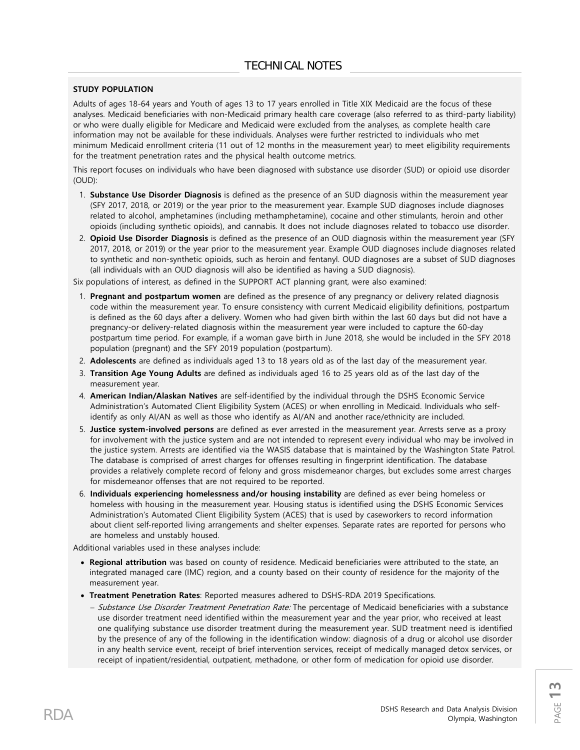# TECHNICAL NOTES

**STUDY POPULATION**

Adults of ages 18-64 years and Youth of ages 13 to 17 years enrolled in Title XIX Medicaid are the focus of these analyses. Medicaid beneficiaries with non-Medicaid primary health care coverage (also referred to as third-party liability) or who were dually eligible for Medicare and Medicaid were excluded from the analyses, as complete health care information may not be available for these individuals. Analyses were further restricted to individuals who met minimum Medicaid enrollment criteria (11 out of 12 months in the measurement year) to meet eligibility requirements for the treatment penetration rates and the physical health outcome metrics.

This report focuses on individuals who have been diagnosed with substance use disorder (SUD) or opioid use disorder (OUD):

1. **Substance Use Disorder Diagnosis** is defined as the presence of an SUD diagnosis within the measurement year (SFY 2017, 2018, or 2019) or the year prior to the measurement year. Example SUD diagnoses include diagnoses related to alcohol, amphetamines (including methamphetamine), cocaine and other stimulants, heroin and other opioids (including synthetic opioids), and cannabis. It does not include diagnoses related to tobacco use disorder.
2. **Opioid Use Disorder Diagnosis** is defined as the presence of an OUD diagnosis within the measurement year (SFY 2017, 2018, or 2019) or the year prior to the measurement year. Example OUD diagnoses include diagnoses related to synthetic and non-synthetic opioids, such as heroin and fentanyl. OUD diagnoses are a subset of SUD diagnoses (all individuals with an OUD diagnosis will also be identified as having a SUD diagnosis).

Six populations of interest, as defined in the SUPPORT ACT planning grant, were also examined:

1. **Pregnant and postpartum women** are defined as the presence of any pregnancy or delivery related diagnosis code within the measurement year. To ensure consistency with current Medicaid eligibility definitions, postpartum is defined as the 60 days after a delivery. Women who had given birth within the last 60 days but did not have a pregnancy-or delivery-related diagnosis within the measurement year were included to capture the 60-day postpartum time period. For example, if a woman gave birth in June 2018, she would be included in the SFY 2018 population (pregnant) and the SFY 2019 population (postpartum).
2. **Adolescents** are defined as individuals aged 13 to 18 years old as of the last day of the measurement year.
3. **Transition Age Young Adults** are defined as individuals aged 16 to 25 years old as of the last day of the measurement year.
4. **American Indian/Alaskan Natives** are self-identified by the individual through the DSHS Economic Service Administration's Automated Client Eligibility System (ACES) or when enrolling in Medicaid. Individuals who self-identify as only AI/AN as well as those who identify as AI/AN and another race/ethnicity are included.
5. **Justice system-involved persons** are defined as ever arrested in the measurement year. Arrests serve as a proxy for involvement with the justice system and are not intended to represent every individual who may be involved in the justice system. Arrests are identified via the WASIS database that is maintained by the Washington State Patrol. The database is comprised of arrest charges for offenses resulting in fingerprint identification. The database provides a relatively complete record of felony and gross misdemeanor charges, but excludes some arrest charges for misdemeanor offenses that are not required to be reported.
6. **Individuals experiencing homelessness and/or housing instability** are defined as ever being homeless or homeless with housing in the measurement year. Housing status is identified using the DSHS Economic Services Administration's Automated Client Eligibility System (ACES) that is used by caseworkers to record information about client self-reported living arrangements and shelter expenses. Separate rates are reported for persons who are homeless and unstably housed.

Additional variables used in these analyses include:

- **Regional attribution** was based on county of residence. Medicaid beneficiaries were attributed to the state, an integrated managed care (IMC) region, and a county based on their county of residence for the majority of the measurement year.
- **Treatment Penetration Rates**: Reported measures adhered to DSHS-RDA 2019 Specifications.
  - *Substance Use Disorder Treatment Penetration Rate:* The percentage of Medicaid beneficiaries with a substance use disorder treatment need identified within the measurement year and the year prior, who received at least one qualifying substance use disorder treatment during the measurement year. SUD treatment need is identified by the presence of any of the following in the identification window: diagnosis of a drug or alcohol use disorder in any health service event, receipt of brief intervention services, receipt of medically managed detox services, or receipt of inpatient/residential, outpatient, methadone, or other form of medication for opioid use disorder.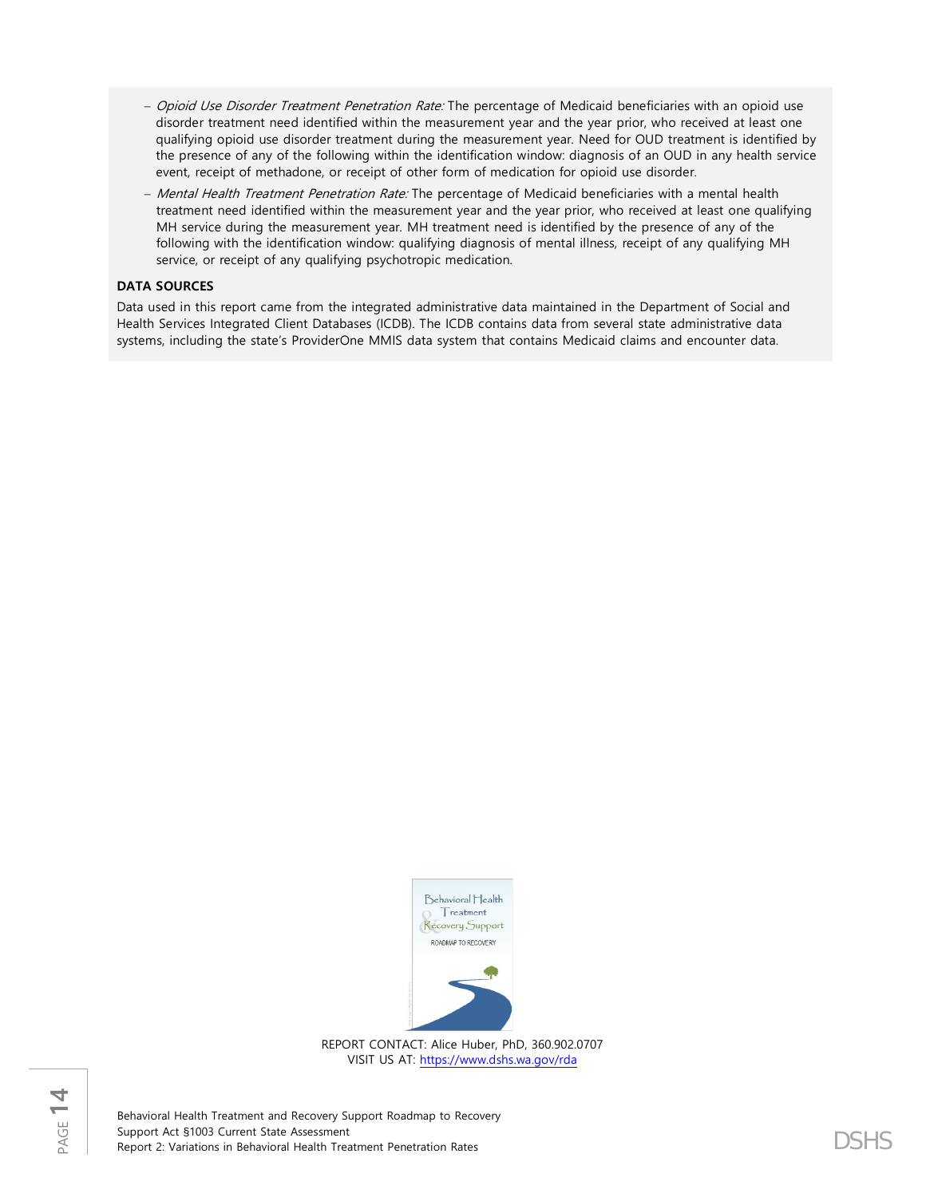- *Opioid Use Disorder Treatment Penetration Rate:* The percentage of Medicaid beneficiaries with an opioid use disorder treatment need identified within the measurement year and the year prior, who received at least one qualifying opioid use disorder treatment during the measurement year. Need for OUD treatment is identified by the presence of any of the following within the identification window: diagnosis of an OUD in any health service event, receipt of methadone, or receipt of other form of medication for opioid use disorder.
- *Mental Health Treatment Penetration Rate:* The percentage of Medicaid beneficiaries with a mental health treatment need identified within the measurement year and the year prior, who received at least one qualifying MH service during the measurement year. MH treatment need is identified by the presence of any of the following with the identification window: qualifying diagnosis of mental illness, receipt of any qualifying MH service, or receipt of any qualifying psychotropic medication.

**DATA SOURCES**

Data used in this report came from the integrated administrative data maintained in the Department of Social and Health Services Integrated Client Databases (ICDB). The ICDB contains data from several state administrative data systems, including the state's ProviderOne MMIS data system that contains Medicaid claims and encounter data.

REPORT CONTACT: Alice Huber, PhD, 360.902.0707
VISIT US AT: https://www.dshs.wa.gov/rda